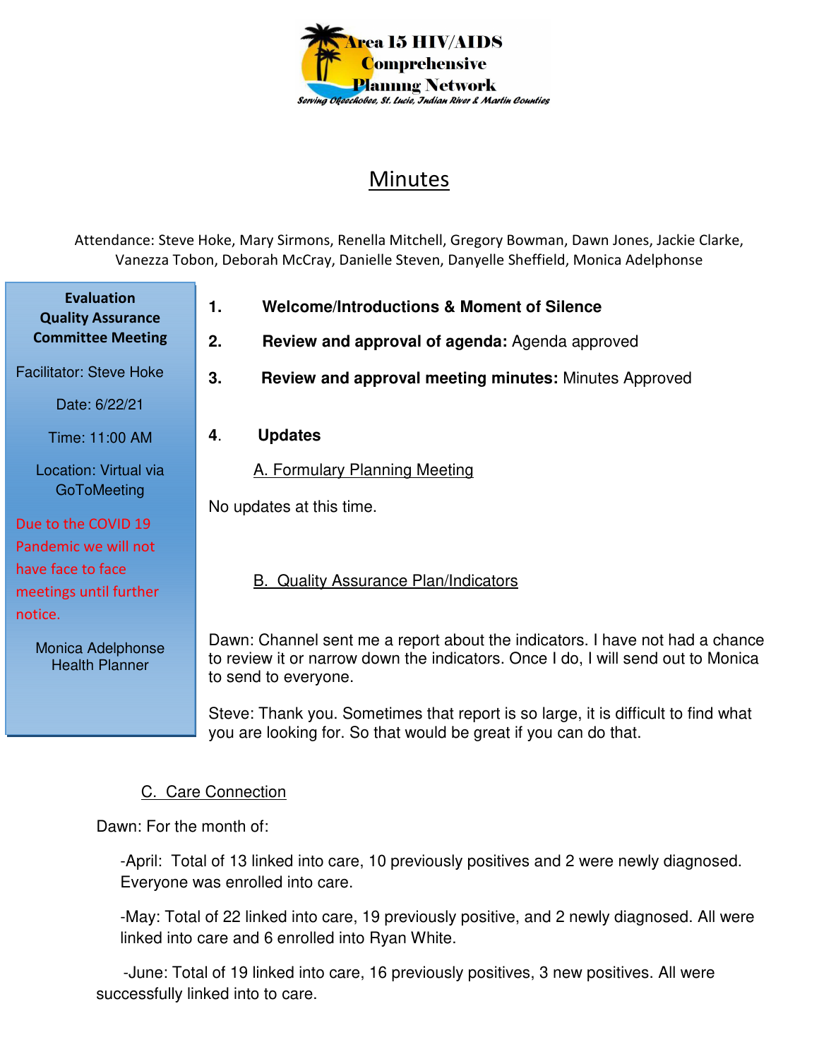Area 15 HIV/AIDS Comprehensive Planning Network

*Serving Okeechobee, St. Lucie, Indian River & Martin Counties*

# Minutes

Attendance: Steve Hoke, Mary Sirmons, Renella Mitchell, Gregory Bowman, Dawn Jones, Jackie Clarke, Vanezza Tobon, Deborah McCray, Danielle Steven, Danyelle Sheffield, Monica Adelphonse

**Evaluation Quality Assurance Committee Meeting**

Facilitator: Steve Hoke

Date: 6/22/21

Time: 11:00 AM

Location: Virtual via GoToMeeting

Due to the COVID 19 Pandemic we will not have face to face meetings until further notice.

Monica Adelphonse
Health Planner

1. **Welcome/Introductions & Moment of Silence**
2. **Review and approval of agenda:** Agenda approved
3. **Review and approval meeting minutes:** Minutes Approved
4. **Updates**

A. Formulary Planning Meeting

No updates at this time.

B. Quality Assurance Plan/Indicators

Dawn: Channel sent me a report about the indicators. I have not had a chance to review it or narrow down the indicators. Once I do, I will send out to Monica to send to everyone.

Steve: Thank you. Sometimes that report is so large, it is difficult to find what you are looking for. So that would be great if you can do that.

C. Care Connection

Dawn: For the month of:

-April: Total of 13 linked into care, 10 previously positives and 2 were newly diagnosed. Everyone was enrolled into care.

-May: Total of 22 linked into care, 19 previously positive, and 2 newly diagnosed. All were linked into care and 6 enrolled into Ryan White.

-June: Total of 19 linked into care, 16 previously positives, 3 new positives. All were successfully linked into to care.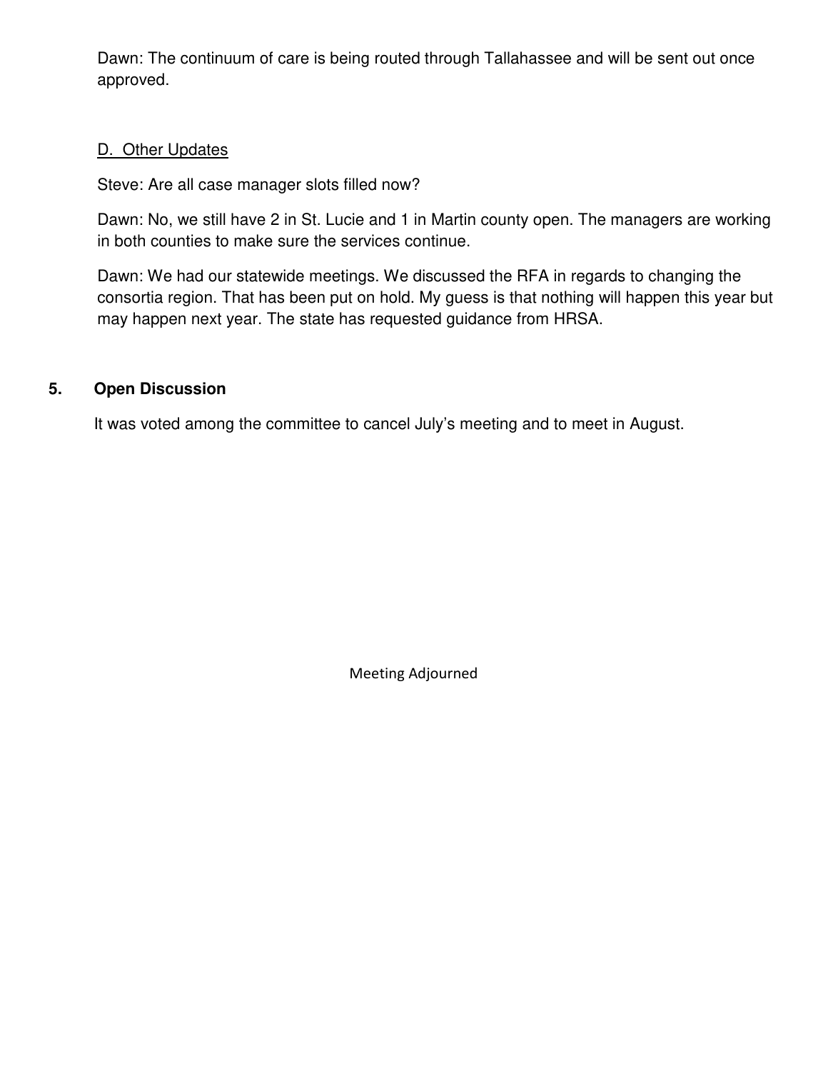Dawn: The continuum of care is being routed through Tallahassee and will be sent out once approved.

D. Other Updates

Steve: Are all case manager slots filled now?

Dawn: No, we still have 2 in St. Lucie and 1 in Martin county open. The managers are working in both counties to make sure the services continue.

Dawn: We had our statewide meetings. We discussed the RFA in regards to changing the consortia region. That has been put on hold. My guess is that nothing will happen this year but may happen next year. The state has requested guidance from HRSA.

## 5. Open Discussion

It was voted among the committee to cancel July's meeting and to meet in August.

Meeting Adjourned